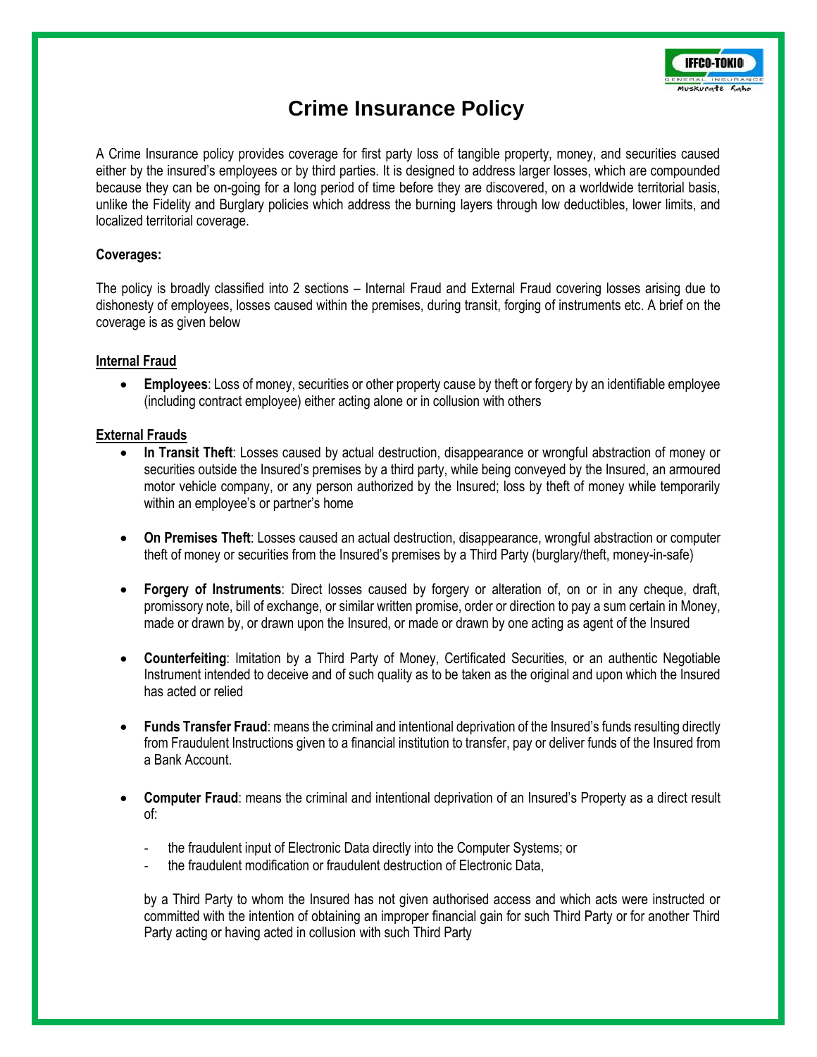# Crime Insurance Policy

A Crime Insurance policy provides coverage for first party loss of tangible property, money, and securities caused either by the insured's employees or by third parties. It is designed to address larger losses, which are compounded because they can be on-going for a long period of time before they are discovered, on a worldwide territorial basis, unlike the Fidelity and Burglary policies which address the burning layers through low deductibles, lower limits, and localized territorial coverage.

**Coverages:**

The policy is broadly classified into 2 sections – Internal Fraud and External Fraud covering losses arising due to dishonesty of employees, losses caused within the premises, during transit, forging of instruments etc. A brief on the coverage is as given below

**Internal Fraud**

- **Employees**: Loss of money, securities or other property cause by theft or forgery by an identifiable employee (including contract employee) either acting alone or in collusion with others

**External Frauds**

- **In Transit Theft**: Losses caused by actual destruction, disappearance or wrongful abstraction of money or securities outside the Insured's premises by a third party, while being conveyed by the Insured, an armoured motor vehicle company, or any person authorized by the Insured; loss by theft of money while temporarily within an employee's or partner's home

- **On Premises Theft**: Losses caused an actual destruction, disappearance, wrongful abstraction or computer theft of money or securities from the Insured's premises by a Third Party (burglary/theft, money-in-safe)

- **Forgery of Instruments**: Direct losses caused by forgery or alteration of, on or in any cheque, draft, promissory note, bill of exchange, or similar written promise, order or direction to pay a sum certain in Money, made or drawn by, or drawn upon the Insured, or made or drawn by one acting as agent of the Insured

- **Counterfeiting**: Imitation by a Third Party of Money, Certificated Securities, or an authentic Negotiable Instrument intended to deceive and of such quality as to be taken as the original and upon which the Insured has acted or relied

- **Funds Transfer Fraud**: means the criminal and intentional deprivation of the Insured's funds resulting directly from Fraudulent Instructions given to a financial institution to transfer, pay or deliver funds of the Insured from a Bank Account.

- **Computer Fraud**: means the criminal and intentional deprivation of an Insured's Property as a direct result of:

  - the fraudulent input of Electronic Data directly into the Computer Systems; or
  - the fraudulent modification or fraudulent destruction of Electronic Data,

  by a Third Party to whom the Insured has not given authorised access and which acts were instructed or committed with the intention of obtaining an improper financial gain for such Third Party or for another Third Party acting or having acted in collusion with such Third Party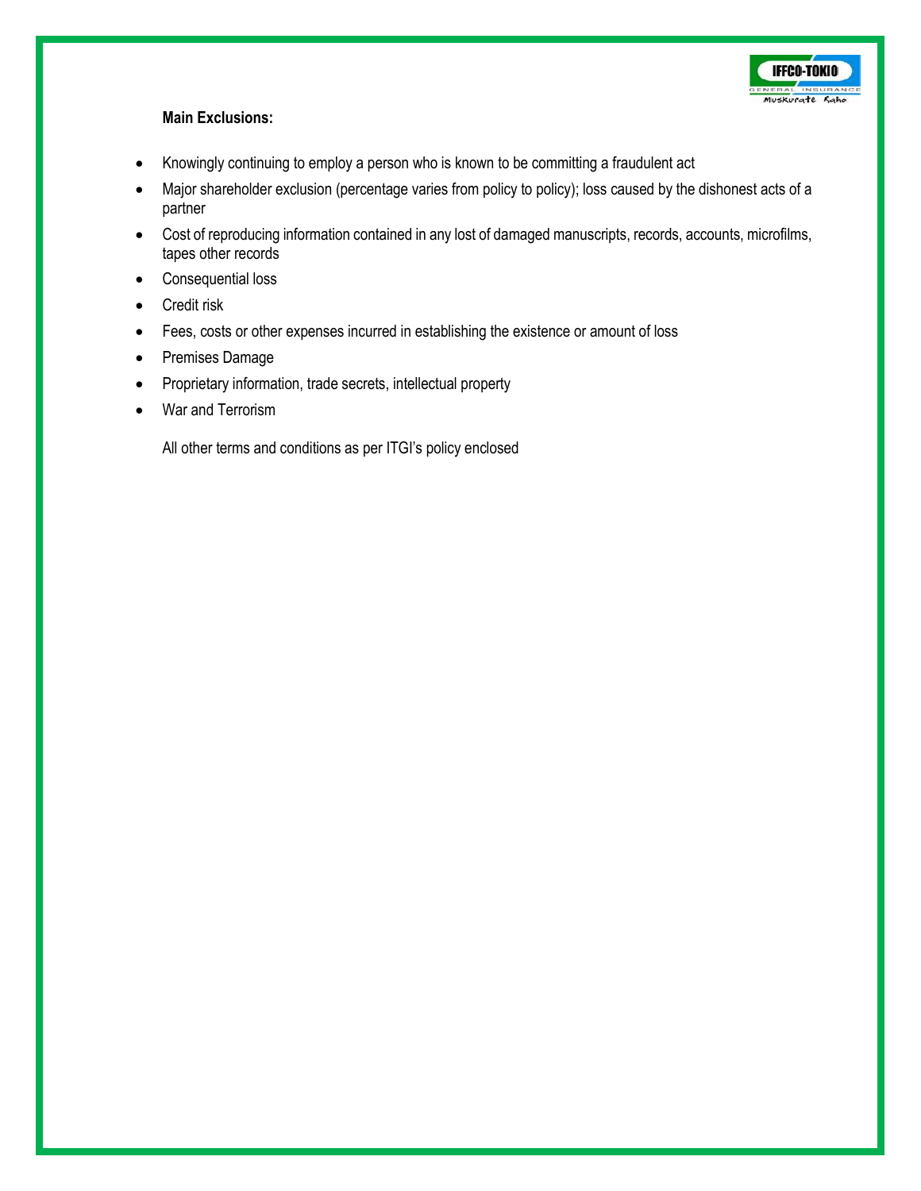**Main Exclusions:**

- Knowingly continuing to employ a person who is known to be committing a fraudulent act
- Major shareholder exclusion (percentage varies from policy to policy); loss caused by the dishonest acts of a partner
- Cost of reproducing information contained in any lost of damaged manuscripts, records, accounts, microfilms, tapes other records
- Consequential loss
- Credit risk
- Fees, costs or other expenses incurred in establishing the existence or amount of loss
- Premises Damage
- Proprietary information, trade secrets, intellectual property
- War and Terrorism

All other terms and conditions as per ITGI's policy enclosed